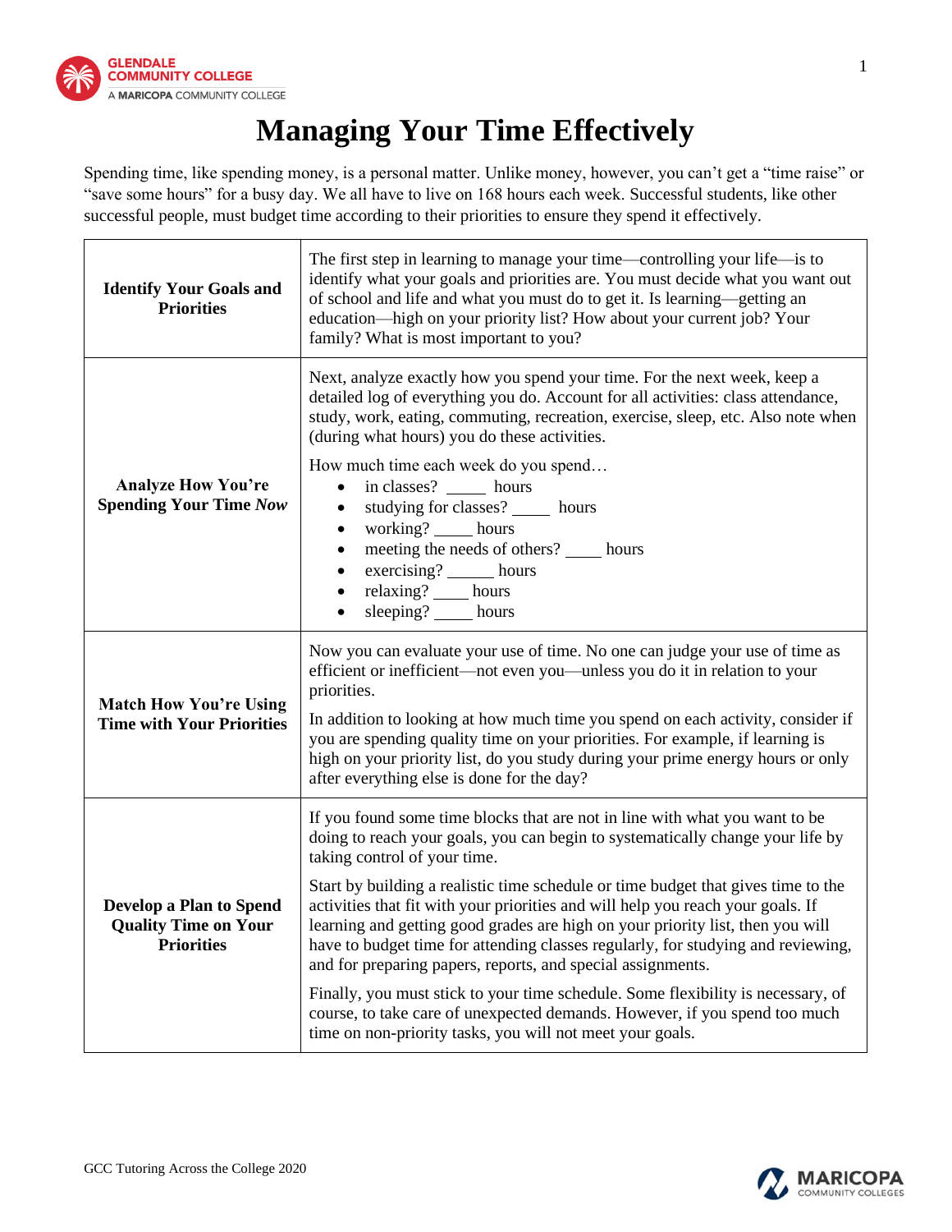# Managing Your Time Effectively

Spending time, like spending money, is a personal matter. Unlike money, however, you can't get a "time raise" or "save some hours" for a busy day. We all have to live on 168 hours each week. Successful students, like other successful people, must budget time according to their priorities to ensure they spend it effectively.

| | |
|---|---|
| **Identify Your Goals and Priorities** | The first step in learning to manage your time—controlling your life—is to identify what your goals and priorities are. You must decide what you want out of school and life and what you must do to get it. Is learning—getting an education—high on your priority list? How about your current job? Your family? What is most important to you? |
| **Analyze How You're Spending Your Time *Now*** | Next, analyze exactly how you spend your time. For the next week, keep a detailed log of everything you do. Account for all activities: class attendance, study, work, eating, commuting, recreation, exercise, sleep, etc. Also note when (during what hours) you do these activities.<br><br>How much time each week do you spend…<br>• in classes? _____ hours<br>• studying for classes? _____ hours<br>• working? _____ hours<br>• meeting the needs of others? ____ hours<br>• exercising? ______ hours<br>• relaxing? ____ hours<br>• sleeping? _____ hours |
| **Match How You're Using Time with Your Priorities** | Now you can evaluate your use of time. No one can judge your use of time as efficient or inefficient—not even you—unless you do it in relation to your priorities.<br><br>In addition to looking at how much time you spend on each activity, consider if you are spending quality time on your priorities. For example, if learning is high on your priority list, do you study during your prime energy hours or only after everything else is done for the day? |
| **Develop a Plan to Spend Quality Time on Your Priorities** | If you found some time blocks that are not in line with what you want to be doing to reach your goals, you can begin to systematically change your life by taking control of your time.<br><br>Start by building a realistic time schedule or time budget that gives time to the activities that fit with your priorities and will help you reach your goals. If learning and getting good grades are high on your priority list, then you will have to budget time for attending classes regularly, for studying and reviewing, and for preparing papers, reports, and special assignments.<br><br>Finally, you must stick to your time schedule. Some flexibility is necessary, of course, to take care of unexpected demands. However, if you spend too much time on non-priority tasks, you will not meet your goals. |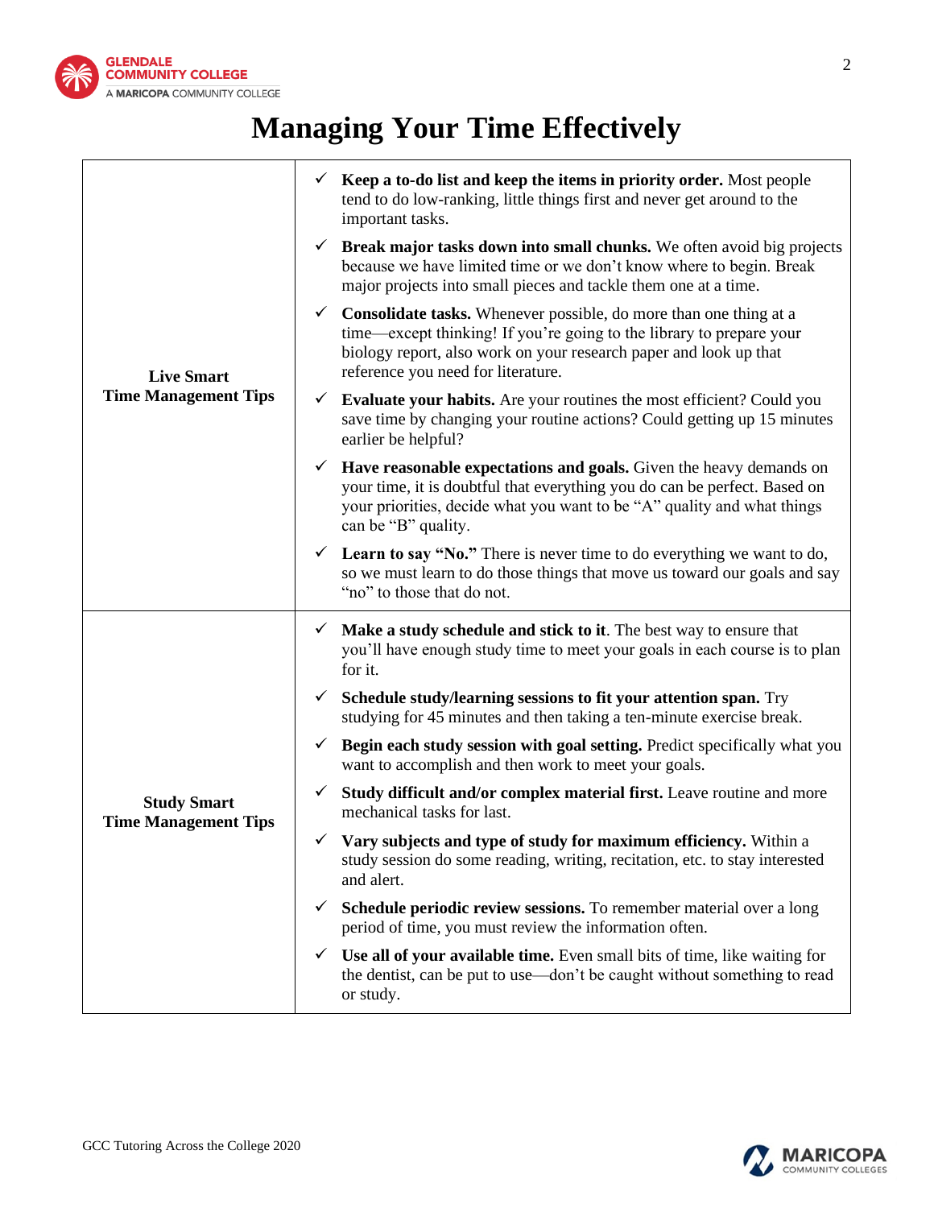# Managing Your Time Effectively

| | |
|---|---|
| **Live Smart Time Management Tips** | ✓ **Keep a to-do list and keep the items in priority order.** Most people tend to do low-ranking, little things first and never get around to the important tasks.<br>✓ **Break major tasks down into small chunks.** We often avoid big projects because we have limited time or we don't know where to begin. Break major projects into small pieces and tackle them one at a time.<br>✓ **Consolidate tasks.** Whenever possible, do more than one thing at a time—except thinking! If you're going to the library to prepare your biology report, also work on your research paper and look up that reference you need for literature.<br>✓ **Evaluate your habits.** Are your routines the most efficient? Could you save time by changing your routine actions? Could getting up 15 minutes earlier be helpful?<br>✓ **Have reasonable expectations and goals.** Given the heavy demands on your time, it is doubtful that everything you do can be perfect. Based on your priorities, decide what you want to be "A" quality and what things can be "B" quality.<br>✓ **Learn to say "No."** There is never time to do everything we want to do, so we must learn to do those things that move us toward our goals and say "no" to those that do not. |
| **Study Smart Time Management Tips** | ✓ **Make a study schedule and stick to it**. The best way to ensure that you'll have enough study time to meet your goals in each course is to plan for it.<br>✓ **Schedule study/learning sessions to fit your attention span.** Try studying for 45 minutes and then taking a ten-minute exercise break.<br>✓ **Begin each study session with goal setting.** Predict specifically what you want to accomplish and then work to meet your goals.<br>✓ **Study difficult and/or complex material first.** Leave routine and more mechanical tasks for last.<br>✓ **Vary subjects and type of study for maximum efficiency.** Within a study session do some reading, writing, recitation, etc. to stay interested and alert.<br>✓ **Schedule periodic review sessions.** To remember material over a long period of time, you must review the information often.<br>✓ **Use all of your available time.** Even small bits of time, like waiting for the dentist, can be put to use—don't be caught without something to read or study. |

GCC Tutoring Across the College 2020